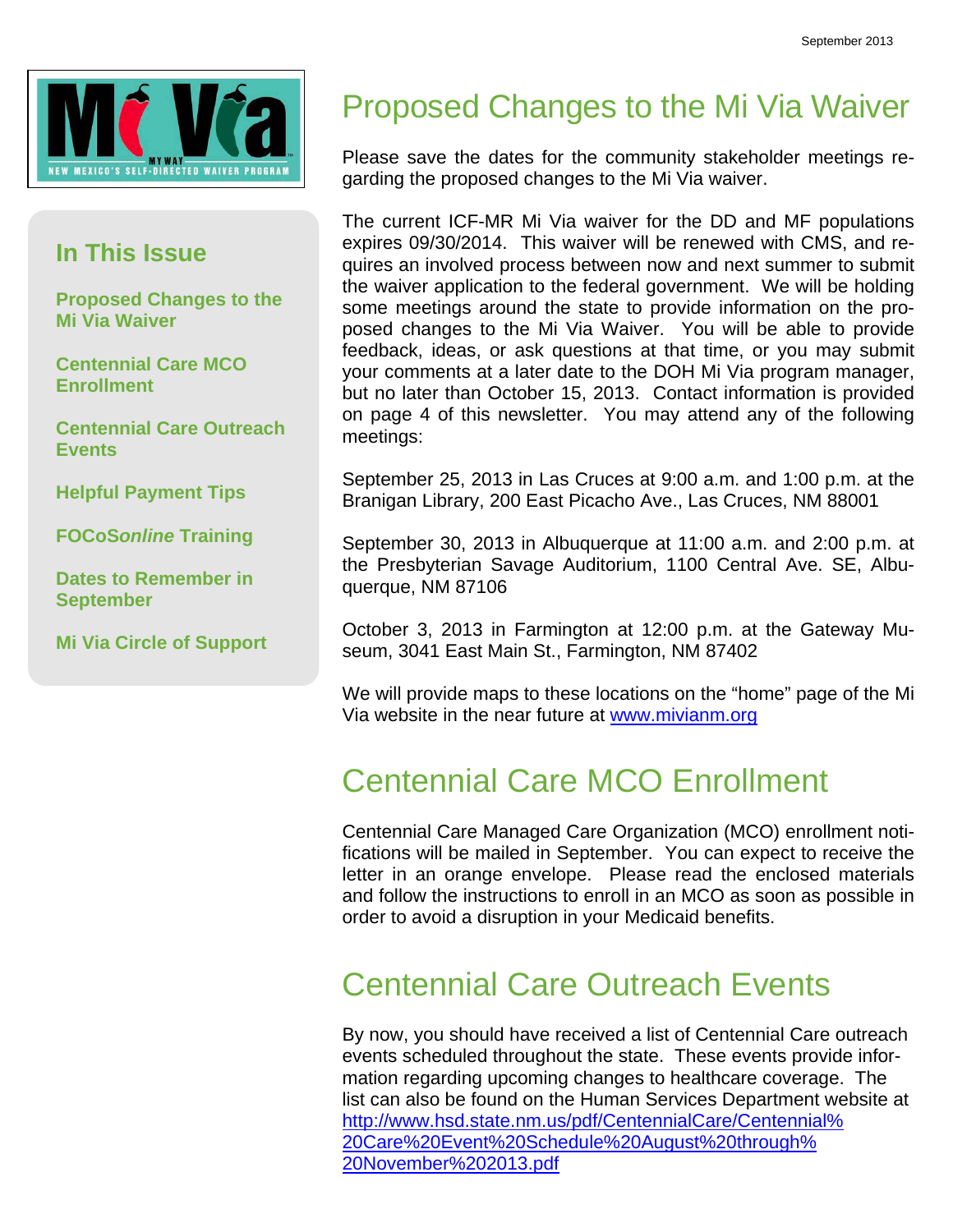September 2013

Mi Via — MY WAY — NEW MEXICO'S SELF-DIRECTED WAIVER PROGRAM

## In This Issue

**Proposed Changes to the Mi Via Waiver**

**Centennial Care MCO Enrollment**

**Centennial Care Outreach Events**

**Helpful Payment Tips**

**FOCoS*online* Training**

**Dates to Remember in September**

**Mi Via Circle of Support**

# Proposed Changes to the Mi Via Waiver

Please save the dates for the community stakeholder meetings regarding the proposed changes to the Mi Via waiver.

The current ICF-MR Mi Via waiver for the DD and MF populations expires 09/30/2014. This waiver will be renewed with CMS, and requires an involved process between now and next summer to submit the waiver application to the federal government. We will be holding some meetings around the state to provide information on the proposed changes to the Mi Via Waiver. You will be able to provide feedback, ideas, or ask questions at that time, or you may submit your comments at a later date to the DOH Mi Via program manager, but no later than October 15, 2013. Contact information is provided on page 4 of this newsletter. You may attend any of the following meetings:

September 25, 2013 in Las Cruces at 9:00 a.m. and 1:00 p.m. at the Branigan Library, 200 East Picacho Ave., Las Cruces, NM 88001

September 30, 2013 in Albuquerque at 11:00 a.m. and 2:00 p.m. at the Presbyterian Savage Auditorium, 1100 Central Ave. SE, Albuquerque, NM 87106

October 3, 2013 in Farmington at 12:00 p.m. at the Gateway Museum, 3041 East Main St., Farmington, NM 87402

We will provide maps to these locations on the "home" page of the Mi Via website in the near future at www.mivianm.org

# Centennial Care MCO Enrollment

Centennial Care Managed Care Organization (MCO) enrollment notifications will be mailed in September. You can expect to receive the letter in an orange envelope. Please read the enclosed materials and follow the instructions to enroll in an MCO as soon as possible in order to avoid a disruption in your Medicaid benefits.

# Centennial Care Outreach Events

By now, you should have received a list of Centennial Care outreach events scheduled throughout the state. These events provide information regarding upcoming changes to healthcare coverage. The list can also be found on the Human Services Department website at http://www.hsd.state.nm.us/pdf/CentennialCare/Centennial%20Care%20Event%20Schedule%20August%20through%20November%202013.pdf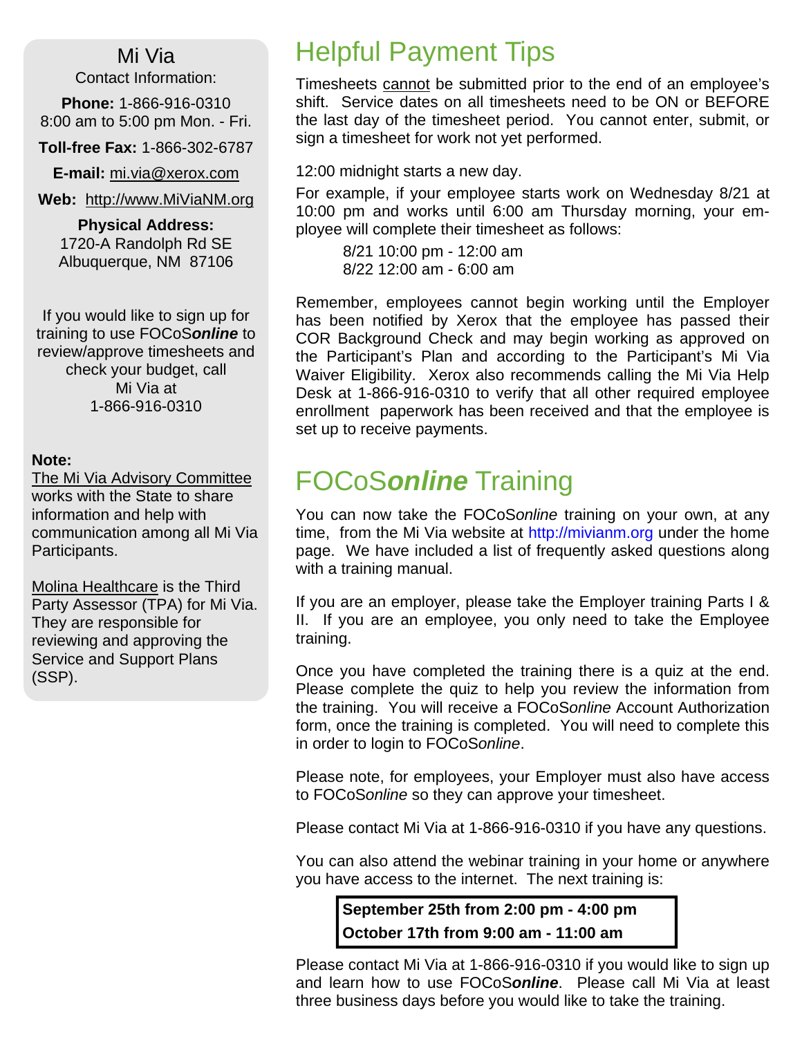## Mi Via

Contact Information:

**Phone:** 1-866-916-0310
8:00 am to 5:00 pm Mon. - Fri.

**Toll-free Fax:** 1-866-302-6787

**E-mail:** mi.via@xerox.com

**Web:** http://www.MiViaNM.org

**Physical Address:**
1720-A Randolph Rd SE
Albuquerque, NM 87106

If you would like to sign up for training to use FOCoS***online*** to review/approve timesheets and check your budget, call Mi Via at 1-866-916-0310

**Note:**
The Mi Via Advisory Committee works with the State to share information and help with communication among all Mi Via Participants.

Molina Healthcare is the Third Party Assessor (TPA) for Mi Via. They are responsible for reviewing and approving the Service and Support Plans (SSP).

# Helpful Payment Tips

Timesheets cannot be submitted prior to the end of an employee's shift. Service dates on all timesheets need to be ON or BEFORE the last day of the timesheet period. You cannot enter, submit, or sign a timesheet for work not yet performed.

12:00 midnight starts a new day.

For example, if your employee starts work on Wednesday 8/21 at 10:00 pm and works until 6:00 am Thursday morning, your employee will complete their timesheet as follows:

8/21 10:00 pm - 12:00 am
8/22 12:00 am - 6:00 am

Remember, employees cannot begin working until the Employer has been notified by Xerox that the employee has passed their COR Background Check and may begin working as approved on the Participant's Plan and according to the Participant's Mi Via Waiver Eligibility. Xerox also recommends calling the Mi Via Help Desk at 1-866-916-0310 to verify that all other required employee enrollment paperwork has been received and that the employee is set up to receive payments.

# FOCoS***online*** Training

You can now take the FOCoS*online* training on your own, at any time, from the Mi Via website at http://mivianm.org under the home page. We have included a list of frequently asked questions along with a training manual.

If you are an employer, please take the Employer training Parts I & II. If you are an employee, you only need to take the Employee training.

Once you have completed the training there is a quiz at the end. Please complete the quiz to help you review the information from the training. You will receive a FOCoS*online* Account Authorization form, once the training is completed. You will need to complete this in order to login to FOCoS*online*.

Please note, for employees, your Employer must also have access to FOCoS*online* so they can approve your timesheet.

Please contact Mi Via at 1-866-916-0310 if you have any questions.

You can also attend the webinar training in your home or anywhere you have access to the internet. The next training is:

**September 25th from 2:00 pm - 4:00 pm**
**October 17th from 9:00 am - 11:00 am**

Please contact Mi Via at 1-866-916-0310 if you would like to sign up and learn how to use FOCoS***online***. Please call Mi Via at least three business days before you would like to take the training.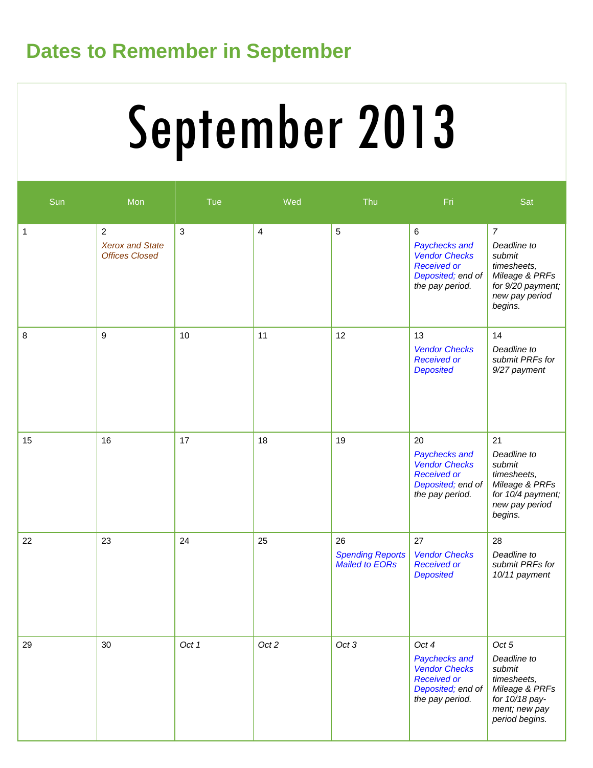## Dates to Remember in September

# September 2013

| Sun | Mon | Tue | Wed | Thu | Fri | Sat |
|---|---|---|---|---|---|---|
| 1 | 2 *Xerox and State Offices Closed* | 3 | 4 | 5 | 6 *Paychecks and Vendor Checks Received or Deposited;* *end of the pay period.* | *7* *Deadline to submit timesheets, Mileage & PRFs for 9/20 payment; new pay period begins.* |
| 8 | 9 | 10 | 11 | 12 | 13 *Vendor Checks Received or Deposited* | 14 *Deadline to submit PRFs for 9/27 payment* |
| 15 | 16 | 17 | 18 | 19 | 20 *Paychecks and Vendor Checks Received or Deposited;* *end of the pay period.* | 21 *Deadline to submit timesheets, Mileage & PRFs for 10/4 payment; new pay period begins.* |
| 22 | 23 | 24 | 25 | 26 *Spending Reports Mailed to EORs* | 27 *Vendor Checks Received or Deposited* | 28 *Deadline to submit PRFs for 10/11 payment* |
| 29 | 30 | *Oct 1* | *Oct 2* | *Oct 3* | *Oct 4* *Paychecks and Vendor Checks Received or Deposited;* *end of the pay period.* | *Oct 5* *Deadline to submit timesheets, Mileage & PRFs for 10/18 pay-ment; new pay period begins.* |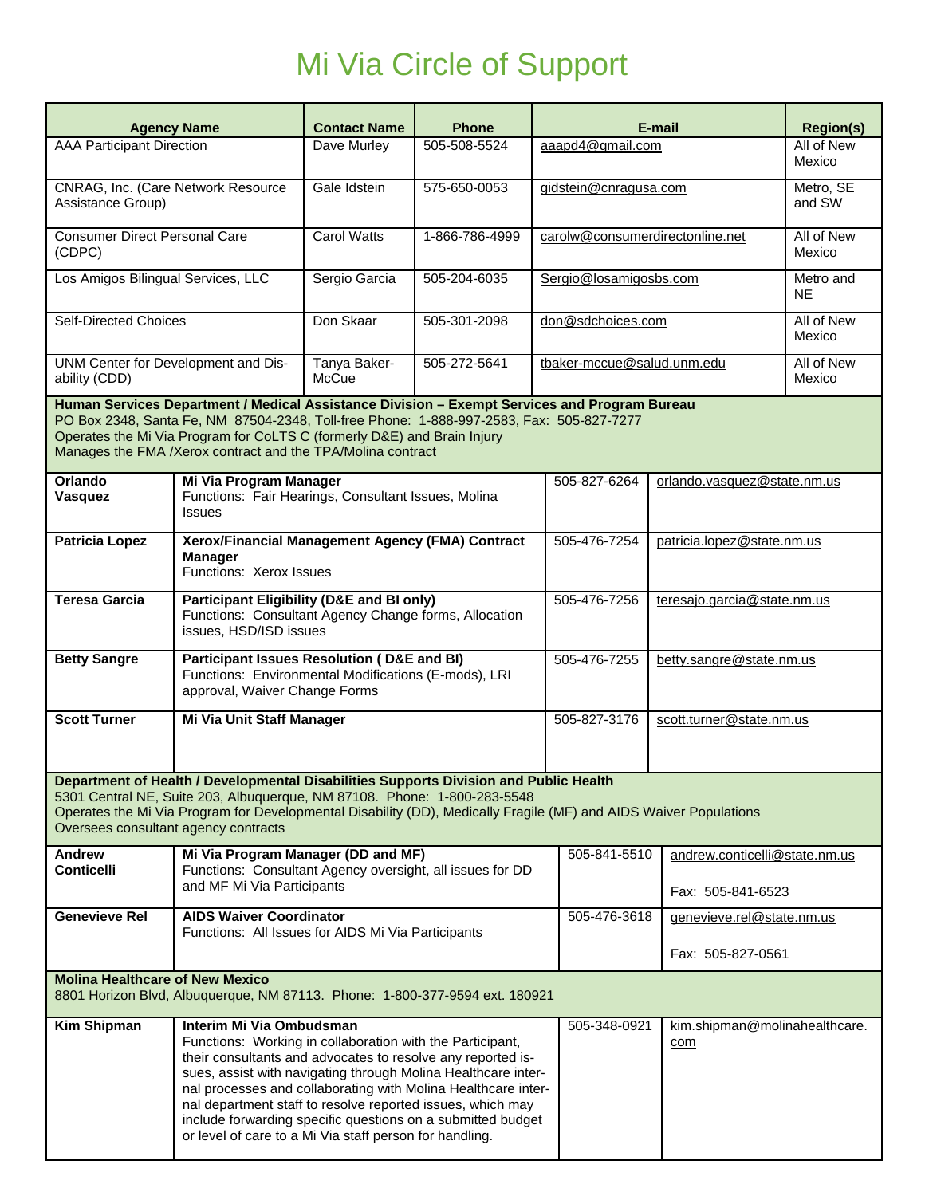# Mi Via Circle of Support

| Agency Name | Contact Name | Phone | E-mail | Region(s) |
|---|---|---|---|---|
| AAA Participant Direction | Dave Murley | 505-508-5524 | aaapd4@gmail.com | All of New Mexico |
| CNRAG, Inc. (Care Network Resource Assistance Group) | Gale Idstein | 575-650-0053 | gidstein@cnragusa.com | Metro, SE and SW |
| Consumer Direct Personal Care (CDPC) | Carol Watts | 1-866-786-4999 | carolw@consumerdirectonline.net | All of New Mexico |
| Los Amigos Bilingual Services, LLC | Sergio Garcia | 505-204-6035 | Sergio@losamigosbs.com | Metro and NE |
| Self-Directed Choices | Don Skaar | 505-301-2098 | don@sdchoices.com | All of New Mexico |
| UNM Center for Development and Disability (CDD) | Tanya Baker-McCue | 505-272-5641 | tbaker-mccue@salud.unm.edu | All of New Mexico |

**Human Services Department / Medical Assistance Division – Exempt Services and Program Bureau**
PO Box 2348, Santa Fe, NM 87504-2348, Toll-free Phone: 1-888-997-2583, Fax: 505-827-7277
Operates the Mi Via Program for CoLTS C (formerly D&E) and Brain Injury
Manages the FMA /Xerox contract and the TPA/Molina contract

| | | | |
|---|---|---|---|
| **Orlando Vasquez** | **Mi Via Program Manager**<br>Functions: Fair Hearings, Consultant Issues, Molina Issues | 505-827-6264 | orlando.vasquez@state.nm.us |
| **Patricia Lopez** | **Xerox/Financial Management Agency (FMA) Contract Manager**<br>Functions: Xerox Issues | 505-476-7254 | patricia.lopez@state.nm.us |
| **Teresa Garcia** | **Participant Eligibility (D&E and BI only)**<br>Functions: Consultant Agency Change forms, Allocation issues, HSD/ISD issues | 505-476-7256 | teresajo.garcia@state.nm.us |
| **Betty Sangre** | **Participant Issues Resolution ( D&E and BI)**<br>Functions: Environmental Modifications (E-mods), LRI approval, Waiver Change Forms | 505-476-7255 | betty.sangre@state.nm.us |
| **Scott Turner** | **Mi Via Unit Staff Manager** | 505-827-3176 | scott.turner@state.nm.us |

**Department of Health / Developmental Disabilities Supports Division and Public Health**
5301 Central NE, Suite 203, Albuquerque, NM 87108. Phone: 1-800-283-5548
Operates the Mi Via Program for Developmental Disability (DD), Medically Fragile (MF) and AIDS Waiver Populations
Oversees consultant agency contracts

| | | | |
|---|---|---|---|
| **Andrew Conticelli** | **Mi Via Program Manager (DD and MF)**<br>Functions: Consultant Agency oversight, all issues for DD and MF Mi Via Participants | 505-841-5510 | andrew.conticelli@state.nm.us<br>Fax: 505-841-6523 |
| **Genevieve Rel** | **AIDS Waiver Coordinator**<br>Functions: All Issues for AIDS Mi Via Participants | 505-476-3618 | genevieve.rel@state.nm.us<br>Fax: 505-827-0561 |

**Molina Healthcare of New Mexico**
8801 Horizon Blvd, Albuquerque, NM 87113. Phone: 1-800-377-9594 ext. 180921

| | | | |
|---|---|---|---|
| **Kim Shipman** | **Interim Mi Via Ombudsman**<br>Functions: Working in collaboration with the Participant, their consultants and advocates to resolve any reported issues, assist with navigating through Molina Healthcare internal processes and collaborating with Molina Healthcare internal department staff to resolve reported issues, which may include forwarding specific questions on a submitted budget or level of care to a Mi Via staff person for handling. | 505-348-0921 | kim.shipman@molinahealthcare.com |